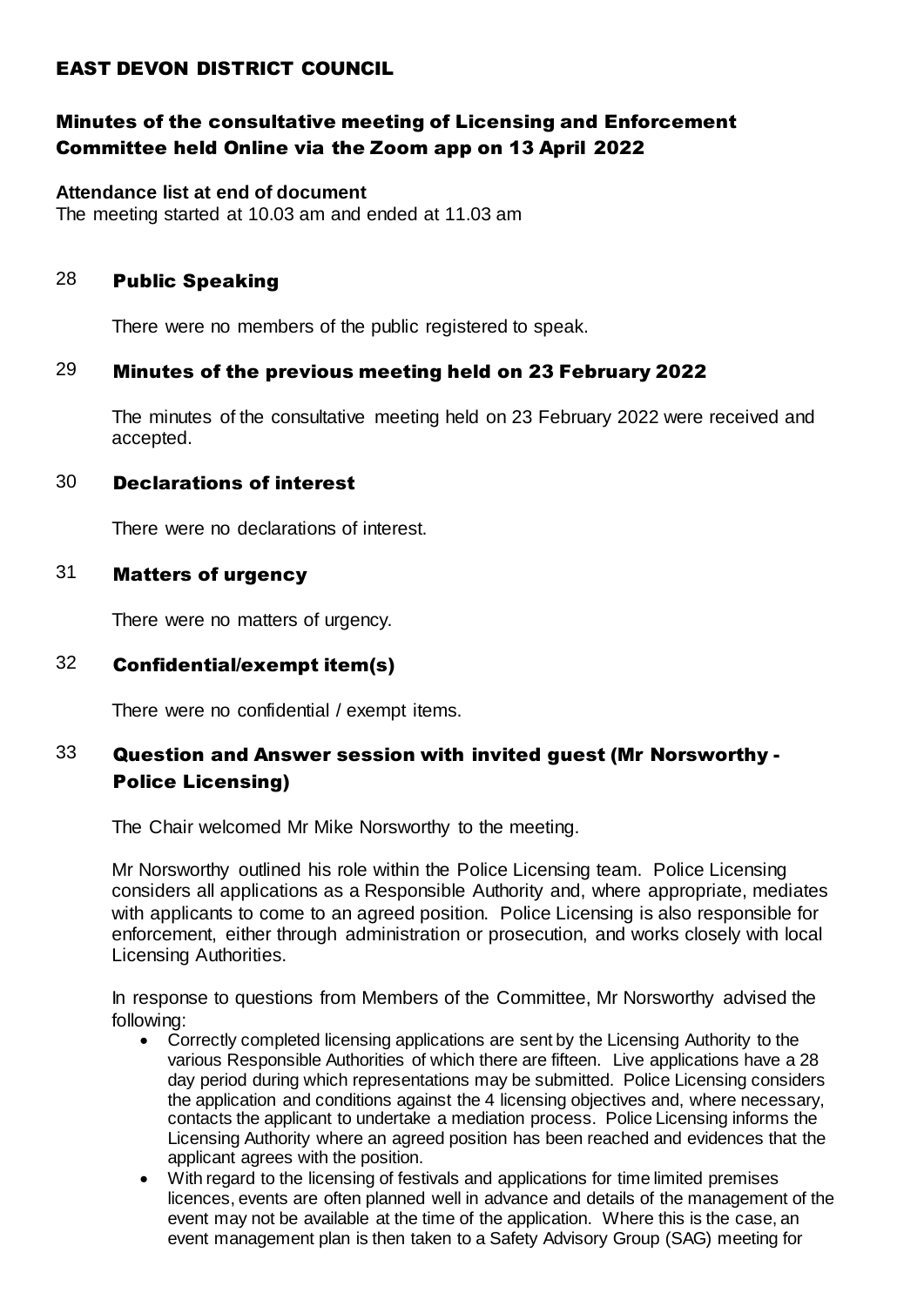# EAST DEVON DISTRICT COUNCIL

## Minutes of the consultative meeting of Licensing and Enforcement Committee held Online via the Zoom app on 13 April 2022

**Attendance list at end of document**

The meeting started at 10.03 am and ended at 11.03 am

### 28 Public Speaking

There were no members of the public registered to speak.

### 29 Minutes of the previous meeting held on 23 February 2022

The minutes of the consultative meeting held on 23 February 2022 were received and accepted.

### 30 Declarations of interest

There were no declarations of interest.

### 31 Matters of urgency

There were no matters of urgency.

### 32 Confidential/exempt item(s)

There were no confidential / exempt items.

### 33 Question and Answer session with invited guest (Mr Norsworthy - Police Licensing)

The Chair welcomed Mr Mike Norsworthy to the meeting.

Mr Norsworthy outlined his role within the Police Licensing team. Police Licensing considers all applications as a Responsible Authority and, where appropriate, mediates with applicants to come to an agreed position. Police Licensing is also responsible for enforcement, either through administration or prosecution, and works closely with local Licensing Authorities.

In response to questions from Members of the Committee, Mr Norsworthy advised the following:

- Correctly completed licensing applications are sent by the Licensing Authority to the various Responsible Authorities of which there are fifteen. Live applications have a 28 day period during which representations may be submitted. Police Licensing considers the application and conditions against the 4 licensing objectives and, where necessary, contacts the applicant to undertake a mediation process. Police Licensing informs the Licensing Authority where an agreed position has been reached and evidences that the applicant agrees with the position.
- With regard to the licensing of festivals and applications for time limited premises licences, events are often planned well in advance and details of the management of the event may not be available at the time of the application. Where this is the case, an event management plan is then taken to a Safety Advisory Group (SAG) meeting for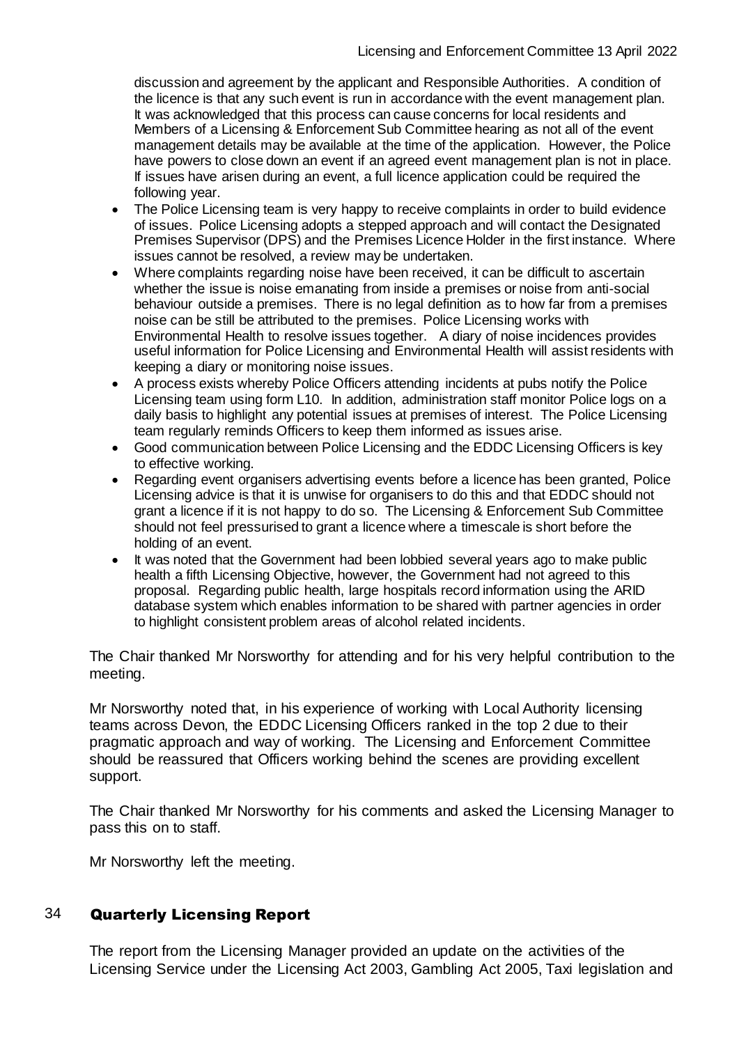discussion and agreement by the applicant and Responsible Authorities. A condition of the licence is that any such event is run in accordance with the event management plan. It was acknowledged that this process can cause concerns for local residents and Members of a Licensing & Enforcement Sub Committee hearing as not all of the event management details may be available at the time of the application. However, the Police have powers to close down an event if an agreed event management plan is not in place. If issues have arisen during an event, a full licence application could be required the following year.

- The Police Licensing team is very happy to receive complaints in order to build evidence of issues. Police Licensing adopts a stepped approach and will contact the Designated Premises Supervisor (DPS) and the Premises Licence Holder in the first instance. Where issues cannot be resolved, a review may be undertaken.
- Where complaints regarding noise have been received, it can be difficult to ascertain whether the issue is noise emanating from inside a premises or noise from anti-social behaviour outside a premises. There is no legal definition as to how far from a premises noise can be still be attributed to the premises. Police Licensing works with Environmental Health to resolve issues together. A diary of noise incidences provides useful information for Police Licensing and Environmental Health will assist residents with keeping a diary or monitoring noise issues.
- A process exists whereby Police Officers attending incidents at pubs notify the Police Licensing team using form L10. In addition, administration staff monitor Police logs on a daily basis to highlight any potential issues at premises of interest. The Police Licensing team regularly reminds Officers to keep them informed as issues arise.
- Good communication between Police Licensing and the EDDC Licensing Officers is key to effective working.
- Regarding event organisers advertising events before a licence has been granted, Police Licensing advice is that it is unwise for organisers to do this and that EDDC should not grant a licence if it is not happy to do so. The Licensing & Enforcement Sub Committee should not feel pressurised to grant a licence where a timescale is short before the holding of an event.
- It was noted that the Government had been lobbied several years ago to make public health a fifth Licensing Objective, however, the Government had not agreed to this proposal. Regarding public health, large hospitals record information using the ARID database system which enables information to be shared with partner agencies in order to highlight consistent problem areas of alcohol related incidents.

The Chair thanked Mr Norsworthy for attending and for his very helpful contribution to the meeting.

Mr Norsworthy noted that, in his experience of working with Local Authority licensing teams across Devon, the EDDC Licensing Officers ranked in the top 2 due to their pragmatic approach and way of working. The Licensing and Enforcement Committee should be reassured that Officers working behind the scenes are providing excellent support.

The Chair thanked Mr Norsworthy for his comments and asked the Licensing Manager to pass this on to staff.

Mr Norsworthy left the meeting.

## 34 Quarterly Licensing Report

The report from the Licensing Manager provided an update on the activities of the Licensing Service under the Licensing Act 2003, Gambling Act 2005, Taxi legislation and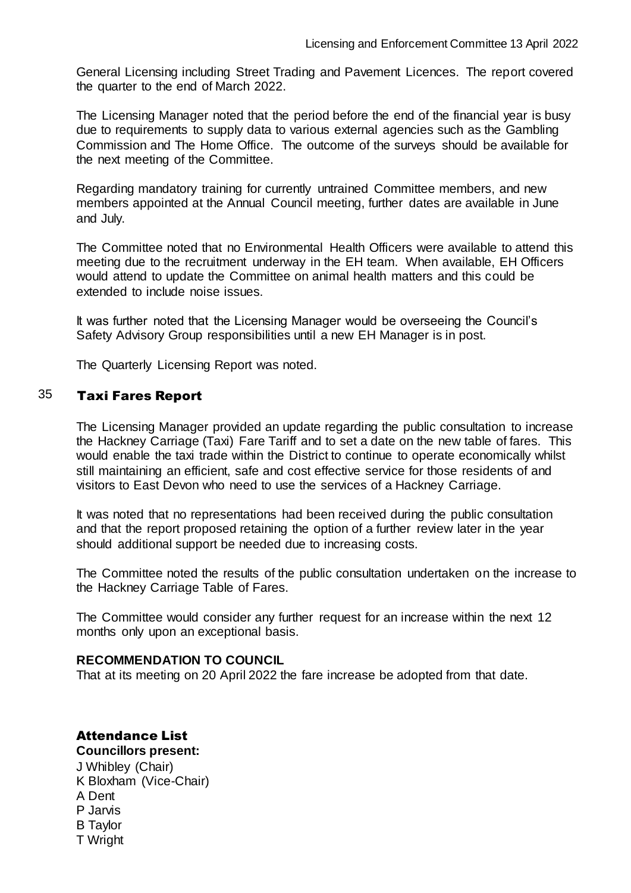General Licensing including Street Trading and Pavement Licences. The report covered the quarter to the end of March 2022.

The Licensing Manager noted that the period before the end of the financial year is busy due to requirements to supply data to various external agencies such as the Gambling Commission and The Home Office. The outcome of the surveys should be available for the next meeting of the Committee.

Regarding mandatory training for currently untrained Committee members, and new members appointed at the Annual Council meeting, further dates are available in June and July.

The Committee noted that no Environmental Health Officers were available to attend this meeting due to the recruitment underway in the EH team. When available, EH Officers would attend to update the Committee on animal health matters and this could be extended to include noise issues.

It was further noted that the Licensing Manager would be overseeing the Council's Safety Advisory Group responsibilities until a new EH Manager is in post.

The Quarterly Licensing Report was noted.

## 35 Taxi Fares Report

The Licensing Manager provided an update regarding the public consultation to increase the Hackney Carriage (Taxi) Fare Tariff and to set a date on the new table of fares. This would enable the taxi trade within the District to continue to operate economically whilst still maintaining an efficient, safe and cost effective service for those residents of and visitors to East Devon who need to use the services of a Hackney Carriage.

It was noted that no representations had been received during the public consultation and that the report proposed retaining the option of a further review later in the year should additional support be needed due to increasing costs.

The Committee noted the results of the public consultation undertaken on the increase to the Hackney Carriage Table of Fares.

The Committee would consider any further request for an increase within the next 12 months only upon an exceptional basis.

**RECOMMENDATION TO COUNCIL**
That at its meeting on 20 April 2022 the fare increase be adopted from that date.

## Attendance List

**Councillors present:**
J Whibley (Chair)
K Bloxham (Vice-Chair)
A Dent
P Jarvis
B Taylor
T Wright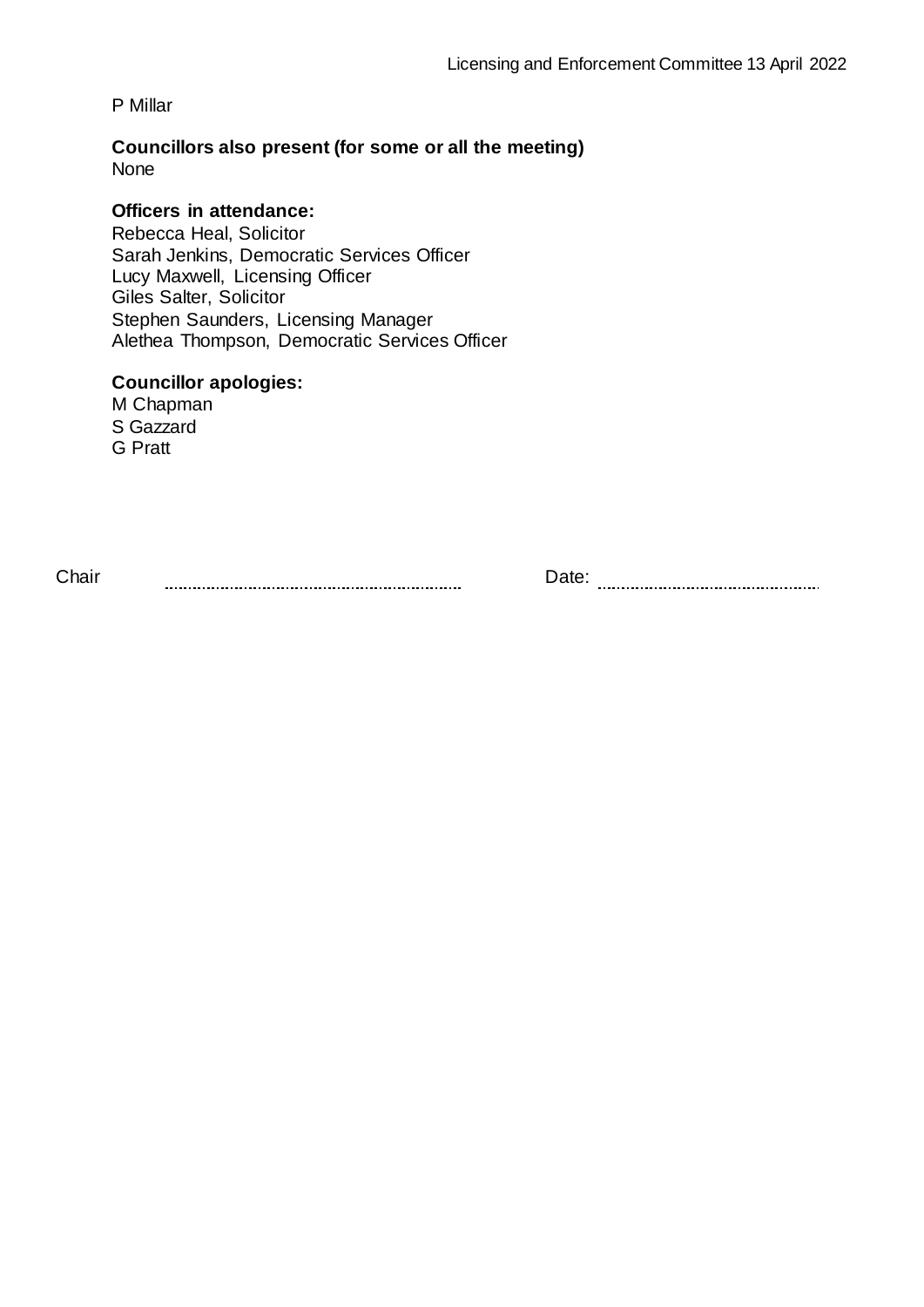P Millar

**Councillors also present (for some or all the meeting)**
None

**Officers in attendance:**
Rebecca Heal, Solicitor
Sarah Jenkins, Democratic Services Officer
Lucy Maxwell, Licensing Officer
Giles Salter, Solicitor
Stephen Saunders, Licensing Manager
Alethea Thompson, Democratic Services Officer

**Councillor apologies:**
M Chapman
S Gazzard
G Pratt

Chair ................................................................ Date: ................................................